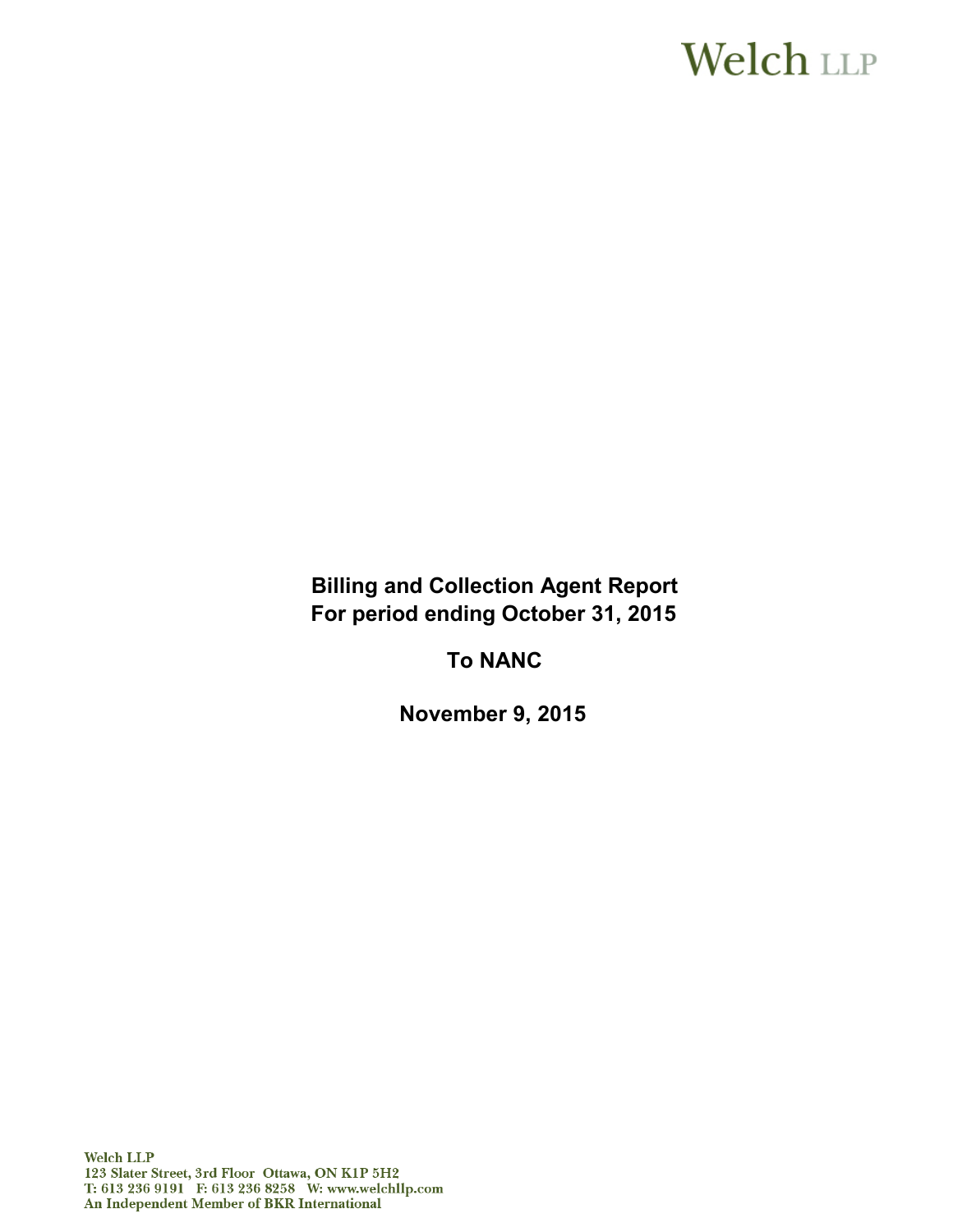Welch LLP

**Billing and Collection Agent Report**
**For period ending October 31, 2015**

**To NANC**

**November 9, 2015**

Welch LLP
123 Slater Street, 3rd Floor Ottawa, ON K1P 5H2
T: 613 236 9191 F: 613 236 8258 W: www.welchllp.com
An Independent Member of BKR International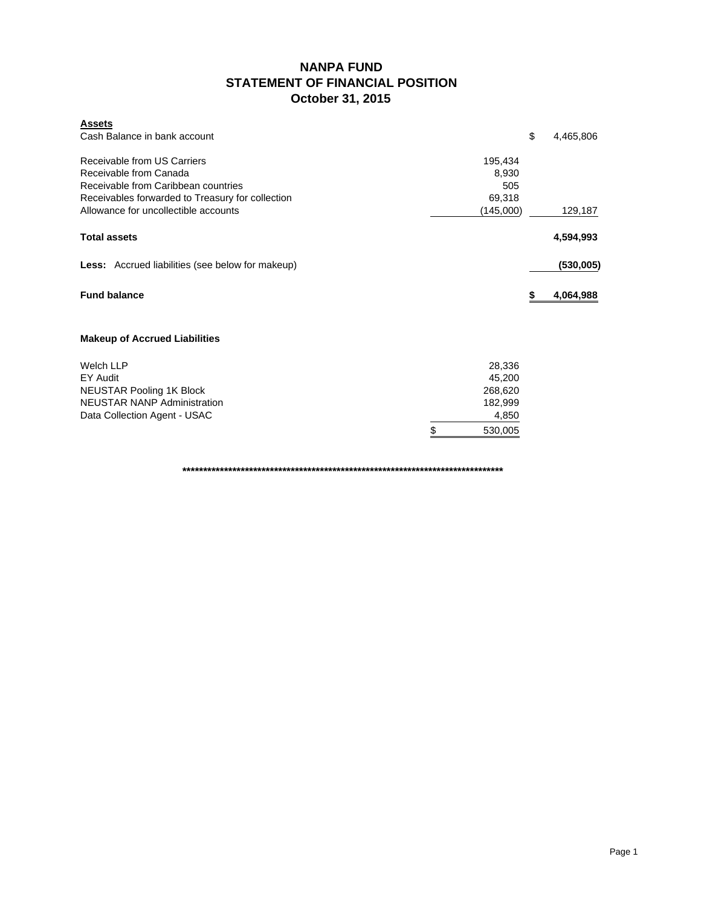# NANPA FUND
## STATEMENT OF FINANCIAL POSITION
### October 31, 2015

| **Assets** | | |
|---|---|---|
| Cash Balance in bank account | | $ 4,465,806 |
| | | |
| Receivable from US Carriers | 195,434 | |
| Receivable from Canada | 8,930 | |
| Receivable from Caribbean countries | 505 | |
| Receivables forwarded to Treasury for collection | 69,318 | |
| Allowance for uncollectible accounts | (145,000) | 129,187 |
| | | |
| **Total assets** | | **4,594,993** |
| | | |
| **Less:** Accrued liabilities (see below for makeup) | | **(530,005)** |
| | | |
| **Fund balance** | | **$ 4,064,988** |

**Makeup of Accrued Liabilities**

| | |
|---|---|
| Welch LLP | 28,336 |
| EY Audit | 45,200 |
| NEUSTAR Pooling 1K Block | 268,620 |
| NEUSTAR NANP Administration | 182,999 |
| Data Collection Agent - USAC | 4,850 |
| | $ 530,005 |

********************************************************************************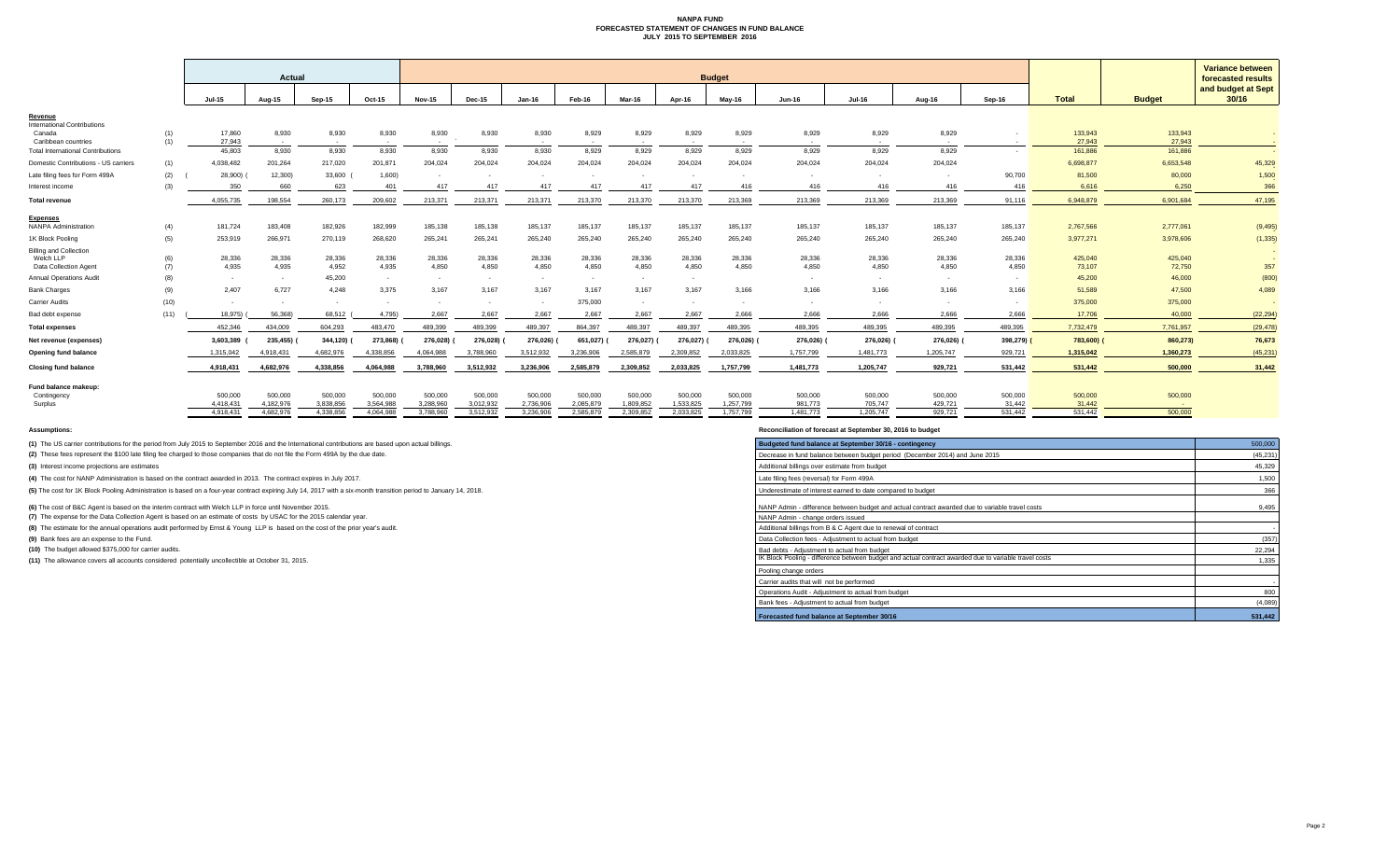# NANPA FUND
## FORECASTED STATEMENT OF CHANGES IN FUND BALANCE
### JULY 2015 TO SEPTEMBER 2016

| | | Actual | | | | Budget | | | | | | | | | | | | | Variance between forecasted results and budget at Sept 30/16 |
|---|---|---|---|---|---|---|---|---|---|---|---|---|---|---|---|---|---|---|---|
| | | Jul-15 | Aug-15 | Sep-15 | Oct-15 | Nov-15 | Dec-15 | Jan-16 | Feb-16 | Mar-16 | Apr-16 | May-16 | Jun-16 | Jul-16 | Aug-16 | Sep-16 | Total | Budget | |
| **Revenue** | | | | | | | | | | | | | | | | | | | |
| International Contributions | | | | | | | | | | | | | | | | | | | |
| Canada | (1) | 17,860 | 8,930 | 8,930 | 8,930 | 8,930 | 8,930 | 8,930 | 8,929 | 8,929 | 8,929 | 8,929 | 8,929 | 8,929 | 8,929 | - | 133,943 | 133,943 | - |
| Caribbean countries | (1) | 27,943 | - | - | - | - | - | - | - | - | - | - | - | - | - | - | 27,943 | 27,943 | - |
| Total International Contributions | | 45,803 | 8,930 | 8,930 | 8,930 | 8,930 | 8,930 | 8,930 | 8,929 | 8,929 | 8,929 | 8,929 | 8,929 | 8,929 | 8,929 | - | 161,886 | 161,886 | - |
| Domestic Contributions - US carriers | (1) | 4,038,482 | 201,264 | 217,020 | 201,871 | 204,024 | 204,024 | 204,024 | 204,024 | 204,024 | 204,024 | 204,024 | 204,024 | 204,024 | 204,024 | | 6,698,877 | 6,653,548 | 45,329 |
| Late filing fees for Form 499A | (2) | (28,900) | (12,300) | 33,600 | (1,600) | - | - | - | - | - | - | - | - | - | - | 90,700 | 81,500 | 80,000 | 1,500 |
| Interest income | (3) | 350 | 660 | 623 | 401 | 417 | 417 | 417 | 417 | 417 | 417 | 416 | 416 | 416 | 416 | 416 | 6,616 | 6,250 | 366 |
| **Total revenue** | | 4,055,735 | 198,554 | 260,173 | 209,602 | 213,371 | 213,371 | 213,371 | 213,370 | 213,370 | 213,370 | 213,369 | 213,369 | 213,369 | 213,369 | 91,116 | 6,948,879 | 6,901,684 | 47,195 |
| **Expenses** | | | | | | | | | | | | | | | | | | | |
| NANPA Administration | (4) | 181,724 | 183,408 | 182,926 | 182,999 | 185,138 | 185,138 | 185,137 | 185,137 | 185,137 | 185,137 | 185,137 | 185,137 | 185,137 | 185,137 | 185,137 | 2,767,566 | 2,777,061 | (9,495) |
| 1K Block Pooling | (5) | 253,919 | 266,971 | 270,119 | 268,620 | 265,241 | 265,241 | 265,240 | 265,240 | 265,240 | 265,240 | 265,240 | 265,240 | 265,240 | 265,240 | 265,240 | 3,977,271 | 3,978,606 | (1,335) |
| Billing and Collection | | | | | | | | | | | | | | | | | | | |
| Welch LLP | (6) | 28,336 | 28,336 | 28,336 | 28,336 | 28,336 | 28,336 | 28,336 | 28,336 | 28,336 | 28,336 | 28,336 | 28,336 | 28,336 | 28,336 | 28,336 | 425,040 | 425,040 | - |
| Data Collection Agent | (7) | 4,935 | 4,935 | 4,952 | 4,935 | 4,850 | 4,850 | 4,850 | 4,850 | 4,850 | 4,850 | 4,850 | 4,850 | 4,850 | 4,850 | 4,850 | 73,107 | 72,750 | 357 |
| Annual Operations Audit | (8) | - | - | 45,200 | - | - | - | - | - | - | - | | - | - | - | - | 45,200 | 46,000 | (800) |
| Bank Charges | (9) | 2,407 | 6,727 | 4,248 | 3,375 | 3,167 | 3,167 | 3,167 | 3,167 | 3,167 | 3,167 | 3,166 | 3,166 | 3,166 | 3,166 | 3,166 | 51,589 | 47,500 | 4,089 |
| Carrier Audits | (10) | - | - | - | - | - | - | - | 375,000 | - | - | - | - | - | - | - | 375,000 | 375,000 | - |
| Bad debt expense | (11) | (18,975) | (56,368) | 68,512 | (4,795) | 2,667 | 2,667 | 2,667 | 2,667 | 2,667 | 2,667 | 2,666 | 2,666 | 2,666 | 2,666 | 2,666 | 17,706 | 40,000 | (22,294) |
| **Total expenses** | | 452,346 | 434,009 | 604,293 | 483,470 | 489,399 | 489,399 | 489,397 | 864,397 | 489,397 | 489,397 | 489,395 | 489,395 | 489,395 | 489,395 | 489,395 | 7,732,479 | 7,761,957 | (29,478) |
| **Net revenue (expenses)** | | 3,603,389 | (235,455) | (344,120) | (273,868) | (276,028) | (276,028) | (276,026) | (651,027) | (276,027) | (276,027) | (276,026) | (276,026) | (276,026) | (276,026) | (398,279) | (783,600) | (860,273) | 76,673 |
| **Opening fund balance** | | 1,315,042 | 4,918,431 | 4,682,976 | 4,338,856 | 4,064,988 | 3,788,960 | 3,512,932 | 3,236,906 | 2,585,879 | 2,309,852 | 2,033,825 | 1,757,799 | 1,481,773 | 1,205,747 | 929,721 | 1,315,042 | 1,360,273 | (45,231) |
| **Closing fund balance** | | 4,918,431 | 4,682,976 | 4,338,856 | 4,064,988 | 3,788,960 | 3,512,932 | 3,236,906 | 2,585,879 | 2,309,852 | 2,033,825 | 1,757,799 | 1,481,773 | 1,205,747 | 929,721 | 531,442 | 531,442 | 500,000 | 31,442 |
| **Fund balance makeup:** | | | | | | | | | | | | | | | | | | | |
| Contingency | | 500,000 | 500,000 | 500,000 | 500,000 | 500,000 | 500,000 | 500,000 | 500,000 | 500,000 | 500,000 | 500,000 | 500,000 | 500,000 | 500,000 | 500,000 | 500,000 | 500,000 | |
| Surplus | | 4,418,431 | 4,182,976 | 3,838,856 | 3,564,988 | 3,288,960 | 3,012,932 | 2,736,906 | 2,085,879 | 1,809,852 | 1,533,825 | 1,257,799 | 981,773 | 705,747 | 429,721 | 31,442 | 31,442 | - | |
| | | 4,918,431 | 4,682,976 | 4,338,856 | 4,064,988 | 3,788,960 | 3,512,932 | 3,236,906 | 2,585,879 | 2,309,852 | 2,033,825 | 1,757,799 | 1,481,773 | 1,205,747 | 929,721 | 531,442 | 531,442 | 500,000 | |

**Assumptions:**

**(1)** The US carrier contributions for the period from July 2015 to September 2016 and the International contributions are based upon actual billings.

**(2)** These fees represent the $100 late filing fee charged to those companies that do not file the Form 499A by the due date.

**(3)** Interest income projections are estimates

**(4)** The cost for NANP Administration is based on the contract awarded in 2013. The contract expires in July 2017.

**(5)** The cost for 1K Block Pooling Administration is based on a four-year contract expiring July 14, 2017 with a six-month transition period to January 14, 2018.

**(6)** The cost of B&C Agent is based on the interim contract with Welch LLP in force until November 2015.

**(7)** The expense for the Data Collection Agent is based on an estimate of costs by USAC for the 2015 calendar year.

**(8)** The estimate for the annual operations audit performed by Ernst & Young LLP is based on the cost of the prior year's audit.

**(9)** Bank fees are an expense to the Fund.

**(10)** The budget allowed $375,000 for carrier audits.

**(11)** The allowance covers all accounts considered potentially uncollectible at October 31, 2015.

**Reconciliation of forecast at September 30, 2016 to budget**

| Item | Amount |
|---|---|
| **Budgeted fund balance at September 30/16 - contingency** | 500,000 |
| Decrease in fund balance between budget period (December 2014) and June 2015 | (45,231) |
| Additional billings over estimate from budget | 45,329 |
| Late filing fees (reversal) for Form 499A | 1,500 |
| Underestimate of interest earned to date compared to budget | 366 |
| NANP Admin - difference between budget and actual contract awarded due to variable travel costs | 9,495 |
| NANP Admin - change orders issued | |
| Additional billings from B & C Agent due to renewal of contract | - |
| Data Collection fees - Adjustment to actual from budget | (357) |
| Bad debts - Adjustment to actual from budget | 22,294 |
| IK Block Pooling - difference between budget and actual contract awarded due to variable travel costs | 1,335 |
| Pooling change orders | |
| Carrier audits that will not be performed | - |
| Operations Audit - Adjustment to actual from budget | 800 |
| Bank fees - Adjustment to actual from budget | (4,089) |
| **Forecasted fund balance at September 30/16** | **531,442** |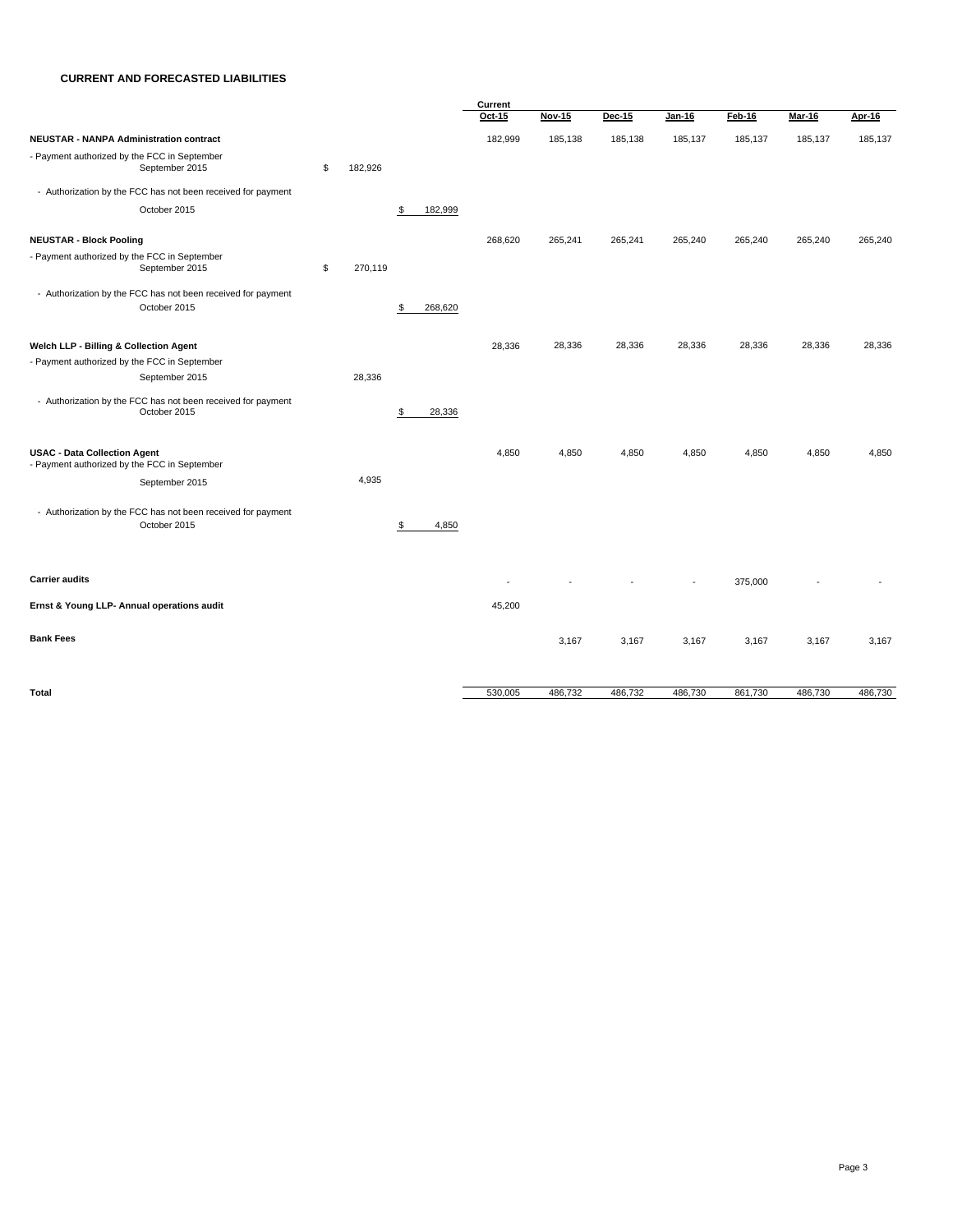**CURRENT AND FORECASTED LIABILITIES**

| | | | Current<br>Oct-15 | Nov-15 | Dec-15 | Jan-16 | Feb-16 | Mar-16 | Apr-16 |
|---|---|---|---|---|---|---|---|---|---|
| **NEUSTAR - NANPA Administration contract** | | | 182,999 | 185,138 | 185,138 | 185,137 | 185,137 | 185,137 | 185,137 |
| - Payment authorized by the FCC in September<br>September 2015 | $ 182,926 | | | | | | | | |
| - Authorization by the FCC has not been received for payment<br>October 2015 | | $ 182,999 | | | | | | | |
| **NEUSTAR - Block Pooling** | | | 268,620 | 265,241 | 265,241 | 265,240 | 265,240 | 265,240 | 265,240 |
| - Payment authorized by the FCC in September<br>September 2015 | $ 270,119 | | | | | | | | |
| - Authorization by the FCC has not been received for payment<br>October 2015 | | $ 268,620 | | | | | | | |
| **Welch LLP - Billing & Collection Agent** | | | 28,336 | 28,336 | 28,336 | 28,336 | 28,336 | 28,336 | 28,336 |
| - Payment authorized by the FCC in September<br>September 2015 | 28,336 | | | | | | | | |
| - Authorization by the FCC has not been received for payment<br>October 2015 | | $ 28,336 | | | | | | | |
| **USAC - Data Collection Agent** | | | 4,850 | 4,850 | 4,850 | 4,850 | 4,850 | 4,850 | 4,850 |
| - Payment authorized by the FCC in September<br>September 2015 | 4,935 | | | | | | | | |
| - Authorization by the FCC has not been received for payment<br>October 2015 | | $ 4,850 | | | | | | | |
| **Carrier audits** | | | - | - | - | - | 375,000 | - | - |
| **Ernst & Young LLP- Annual operations audit** | | | 45,200 | | | | | | |
| **Bank Fees** | | | | 3,167 | 3,167 | 3,167 | 3,167 | 3,167 | 3,167 |
| **Total** | | | 530,005 | 486,732 | 486,732 | 486,730 | 861,730 | 486,730 | 486,730 |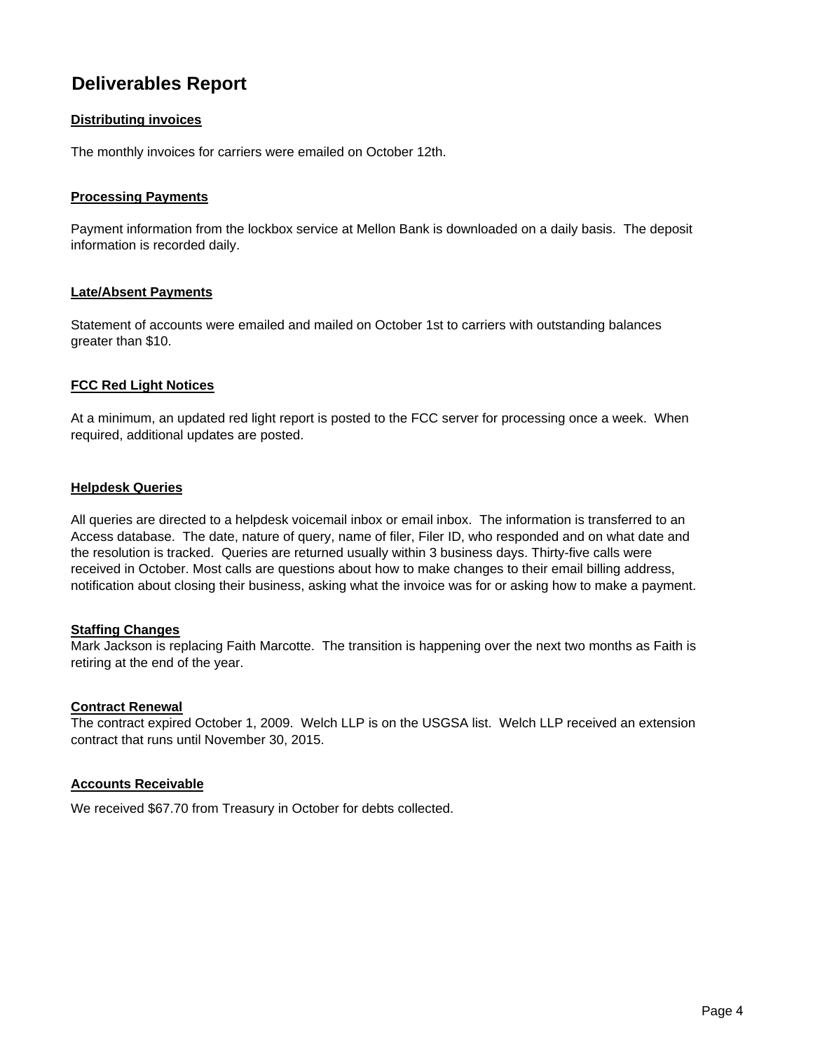# Deliverables Report

**Distributing invoices**

The monthly invoices for carriers were emailed on October 12th.

**Processing Payments**

Payment information from the lockbox service at Mellon Bank is downloaded on a daily basis. The deposit information is recorded daily.

**Late/Absent Payments**

Statement of accounts were emailed and mailed on October 1st to carriers with outstanding balances greater than $10.

**FCC Red Light Notices**

At a minimum, an updated red light report is posted to the FCC server for processing once a week. When required, additional updates are posted.

**Helpdesk Queries**

All queries are directed to a helpdesk voicemail inbox or email inbox. The information is transferred to an Access database. The date, nature of query, name of filer, Filer ID, who responded and on what date and the resolution is tracked. Queries are returned usually within 3 business days. Thirty-five calls were received in October. Most calls are questions about how to make changes to their email billing address, notification about closing their business, asking what the invoice was for or asking how to make a payment.

**Staffing Changes**

Mark Jackson is replacing Faith Marcotte. The transition is happening over the next two months as Faith is retiring at the end of the year.

**Contract Renewal**

The contract expired October 1, 2009. Welch LLP is on the USGSA list. Welch LLP received an extension contract that runs until November 30, 2015.

**Accounts Receivable**

We received $67.70 from Treasury in October for debts collected.